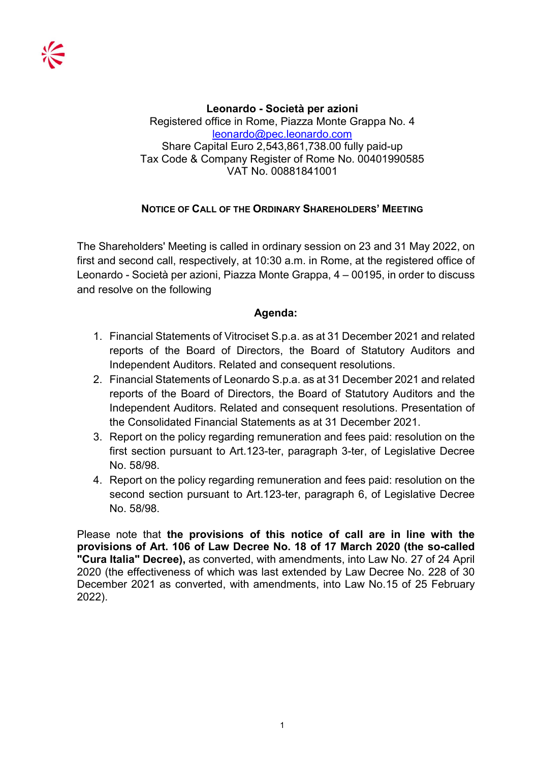**Leonardo - Società per azioni**
Registered office in Rome, Piazza Monte Grappa No. 4
leonardo@pec.leonardo.com
Share Capital Euro 2,543,861,738.00 fully paid-up
Tax Code & Company Register of Rome No. 00401990585
VAT No. 00881841001

## NOTICE OF CALL OF THE ORDINARY SHAREHOLDERS' MEETING

The Shareholders' Meeting is called in ordinary session on 23 and 31 May 2022, on first and second call, respectively, at 10:30 a.m. in Rome, at the registered office of Leonardo - Società per azioni, Piazza Monte Grappa, 4 – 00195, in order to discuss and resolve on the following

**Agenda:**

1. Financial Statements of Vitrociset S.p.a. as at 31 December 2021 and related reports of the Board of Directors, the Board of Statutory Auditors and Independent Auditors. Related and consequent resolutions.
2. Financial Statements of Leonardo S.p.a. as at 31 December 2021 and related reports of the Board of Directors, the Board of Statutory Auditors and the Independent Auditors. Related and consequent resolutions. Presentation of the Consolidated Financial Statements as at 31 December 2021.
3. Report on the policy regarding remuneration and fees paid: resolution on the first section pursuant to Art.123-ter, paragraph 3-ter, of Legislative Decree No. 58/98.
4. Report on the policy regarding remuneration and fees paid: resolution on the second section pursuant to Art.123-ter, paragraph 6, of Legislative Decree No. 58/98.

Please note that **the provisions of this notice of call are in line with the provisions of Art. 106 of Law Decree No. 18 of 17 March 2020 (the so-called "Cura Italia" Decree),** as converted, with amendments, into Law No. 27 of 24 April 2020 (the effectiveness of which was last extended by Law Decree No. 228 of 30 December 2021 as converted, with amendments, into Law No.15 of 25 February 2022).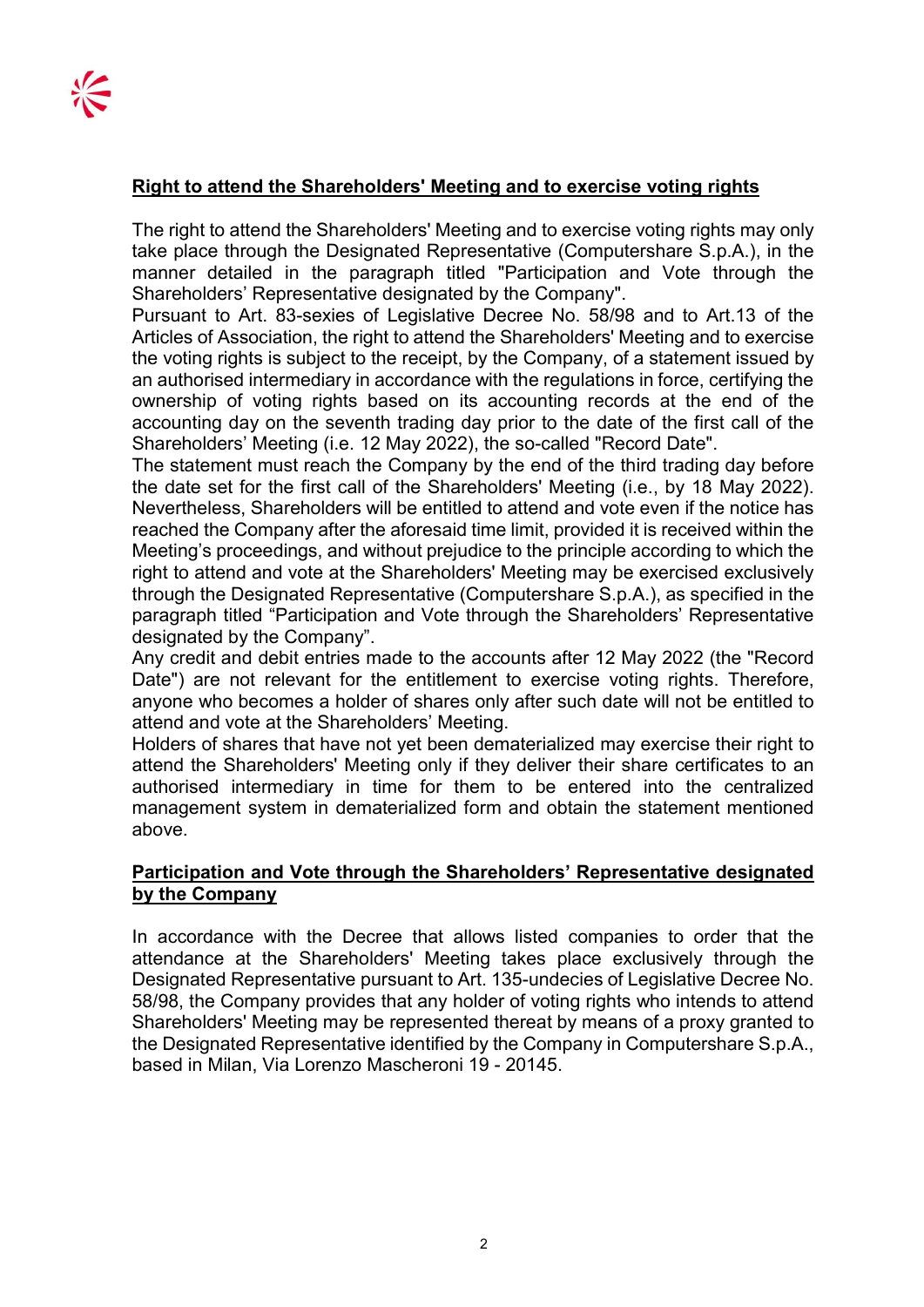## Right to attend the Shareholders' Meeting and to exercise voting rights

The right to attend the Shareholders' Meeting and to exercise voting rights may only take place through the Designated Representative (Computershare S.p.A.), in the manner detailed in the paragraph titled "Participation and Vote through the Shareholders' Representative designated by the Company".

Pursuant to Art. 83-sexies of Legislative Decree No. 58/98 and to Art.13 of the Articles of Association, the right to attend the Shareholders' Meeting and to exercise the voting rights is subject to the receipt, by the Company, of a statement issued by an authorised intermediary in accordance with the regulations in force, certifying the ownership of voting rights based on its accounting records at the end of the accounting day on the seventh trading day prior to the date of the first call of the Shareholders' Meeting (i.e. 12 May 2022), the so-called "Record Date".

The statement must reach the Company by the end of the third trading day before the date set for the first call of the Shareholders' Meeting (i.e., by 18 May 2022). Nevertheless, Shareholders will be entitled to attend and vote even if the notice has reached the Company after the aforesaid time limit, provided it is received within the Meeting's proceedings, and without prejudice to the principle according to which the right to attend and vote at the Shareholders' Meeting may be exercised exclusively through the Designated Representative (Computershare S.p.A.), as specified in the paragraph titled "Participation and Vote through the Shareholders' Representative designated by the Company".

Any credit and debit entries made to the accounts after 12 May 2022 (the "Record Date") are not relevant for the entitlement to exercise voting rights. Therefore, anyone who becomes a holder of shares only after such date will not be entitled to attend and vote at the Shareholders' Meeting.

Holders of shares that have not yet been dematerialized may exercise their right to attend the Shareholders' Meeting only if they deliver their share certificates to an authorised intermediary in time for them to be entered into the centralized management system in dematerialized form and obtain the statement mentioned above.

## Participation and Vote through the Shareholders' Representative designated by the Company

In accordance with the Decree that allows listed companies to order that the attendance at the Shareholders' Meeting takes place exclusively through the Designated Representative pursuant to Art. 135-undecies of Legislative Decree No. 58/98, the Company provides that any holder of voting rights who intends to attend Shareholders' Meeting may be represented thereat by means of a proxy granted to the Designated Representative identified by the Company in Computershare S.p.A., based in Milan, Via Lorenzo Mascheroni 19 - 20145.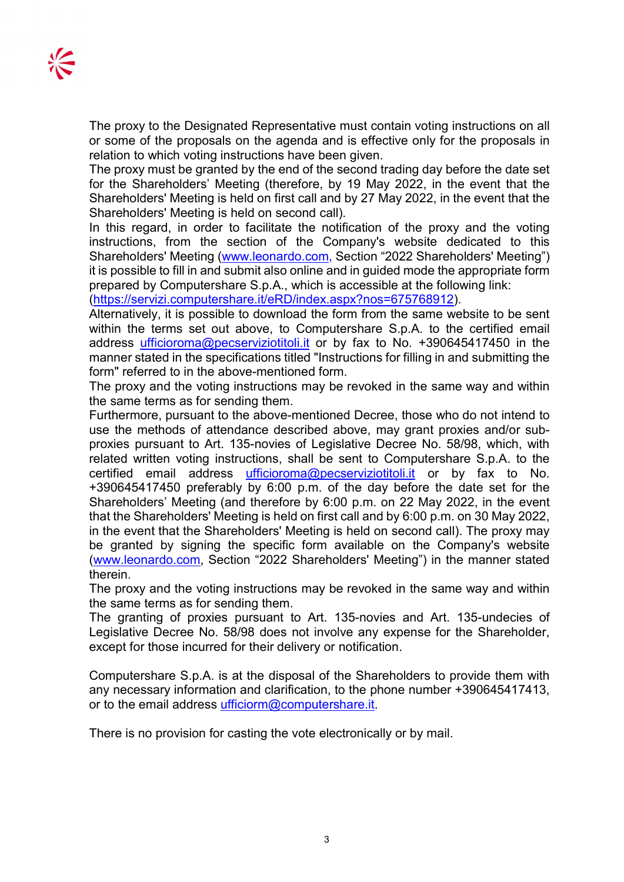The proxy to the Designated Representative must contain voting instructions on all or some of the proposals on the agenda and is effective only for the proposals in relation to which voting instructions have been given.
The proxy must be granted by the end of the second trading day before the date set for the Shareholders' Meeting (therefore, by 19 May 2022, in the event that the Shareholders' Meeting is held on first call and by 27 May 2022, in the event that the Shareholders' Meeting is held on second call).
In this regard, in order to facilitate the notification of the proxy and the voting instructions, from the section of the Company's website dedicated to this Shareholders' Meeting (www.leonardo.com, Section "2022 Shareholders' Meeting") it is possible to fill in and submit also online and in guided mode the appropriate form prepared by Computershare S.p.A., which is accessible at the following link: (https://servizi.computershare.it/eRD/index.aspx?nos=675768912).
Alternatively, it is possible to download the form from the same website to be sent within the terms set out above, to Computershare S.p.A. to the certified email address ufficioroma@pecserviziotitoli.it or by fax to No. +390645417450 in the manner stated in the specifications titled "Instructions for filling in and submitting the form" referred to in the above-mentioned form.
The proxy and the voting instructions may be revoked in the same way and within the same terms as for sending them.
Furthermore, pursuant to the above-mentioned Decree, those who do not intend to use the methods of attendance described above, may grant proxies and/or sub-proxies pursuant to Art. 135-novies of Legislative Decree No. 58/98, which, with related written voting instructions, shall be sent to Computershare S.p.A. to the certified email address ufficioroma@pecserviziotitoli.it or by fax to No. +390645417450 preferably by 6:00 p.m. of the day before the date set for the Shareholders' Meeting (and therefore by 6:00 p.m. on 22 May 2022, in the event that the Shareholders' Meeting is held on first call and by 6:00 p.m. on 30 May 2022, in the event that the Shareholders' Meeting is held on second call). The proxy may be granted by signing the specific form available on the Company's website (www.leonardo.com, Section "2022 Shareholders' Meeting") in the manner stated therein.
The proxy and the voting instructions may be revoked in the same way and within the same terms as for sending them.
The granting of proxies pursuant to Art. 135-novies and Art. 135-undecies of Legislative Decree No. 58/98 does not involve any expense for the Shareholder, except for those incurred for their delivery or notification.

Computershare S.p.A. is at the disposal of the Shareholders to provide them with any necessary information and clarification, to the phone number +390645417413, or to the email address ufficiorm@computershare.it.

There is no provision for casting the vote electronically or by mail.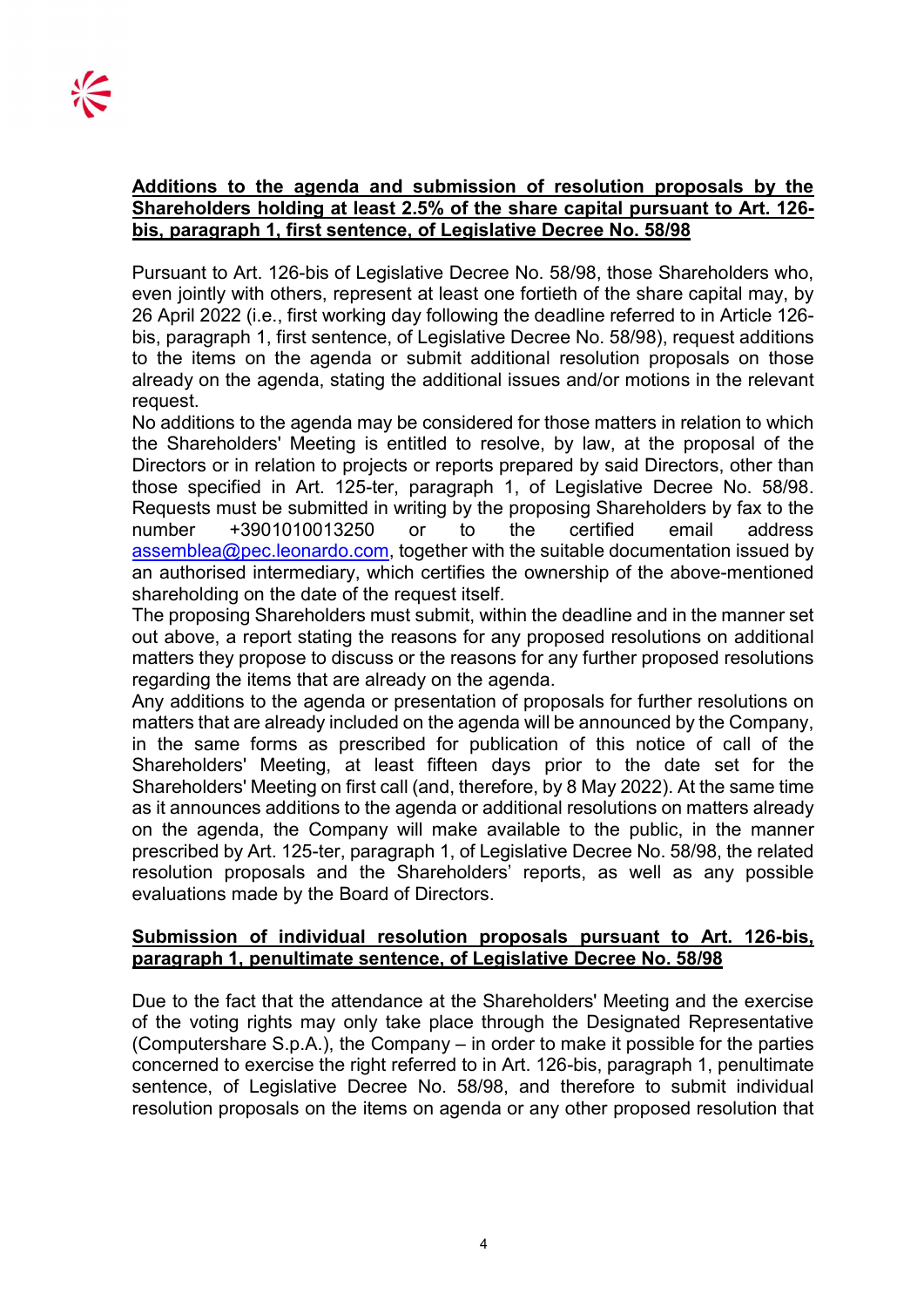**Additions to the agenda and submission of resolution proposals by the Shareholders holding at least 2.5% of the share capital pursuant to Art. 126-bis, paragraph 1, first sentence, of Legislative Decree No. 58/98**

Pursuant to Art. 126-bis of Legislative Decree No. 58/98, those Shareholders who, even jointly with others, represent at least one fortieth of the share capital may, by 26 April 2022 (i.e., first working day following the deadline referred to in Article 126-bis, paragraph 1, first sentence, of Legislative Decree No. 58/98), request additions to the items on the agenda or submit additional resolution proposals on those already on the agenda, stating the additional issues and/or motions in the relevant request.
No additions to the agenda may be considered for those matters in relation to which the Shareholders' Meeting is entitled to resolve, by law, at the proposal of the Directors or in relation to projects or reports prepared by said Directors, other than those specified in Art. 125-ter, paragraph 1, of Legislative Decree No. 58/98. Requests must be submitted in writing by the proposing Shareholders by fax to the number +3901010013250 or to the certified email address assemblea@pec.leonardo.com, together with the suitable documentation issued by an authorised intermediary, which certifies the ownership of the above-mentioned shareholding on the date of the request itself.
The proposing Shareholders must submit, within the deadline and in the manner set out above, a report stating the reasons for any proposed resolutions on additional matters they propose to discuss or the reasons for any further proposed resolutions regarding the items that are already on the agenda.
Any additions to the agenda or presentation of proposals for further resolutions on matters that are already included on the agenda will be announced by the Company, in the same forms as prescribed for publication of this notice of call of the Shareholders' Meeting, at least fifteen days prior to the date set for the Shareholders' Meeting on first call (and, therefore, by 8 May 2022). At the same time as it announces additions to the agenda or additional resolutions on matters already on the agenda, the Company will make available to the public, in the manner prescribed by Art. 125-ter, paragraph 1, of Legislative Decree No. 58/98, the related resolution proposals and the Shareholders' reports, as well as any possible evaluations made by the Board of Directors.

**Submission of individual resolution proposals pursuant to Art. 126-bis, paragraph 1, penultimate sentence, of Legislative Decree No. 58/98**

Due to the fact that the attendance at the Shareholders' Meeting and the exercise of the voting rights may only take place through the Designated Representative (Computershare S.p.A.), the Company – in order to make it possible for the parties concerned to exercise the right referred to in Art. 126-bis, paragraph 1, penultimate sentence, of Legislative Decree No. 58/98, and therefore to submit individual resolution proposals on the items on agenda or any other proposed resolution that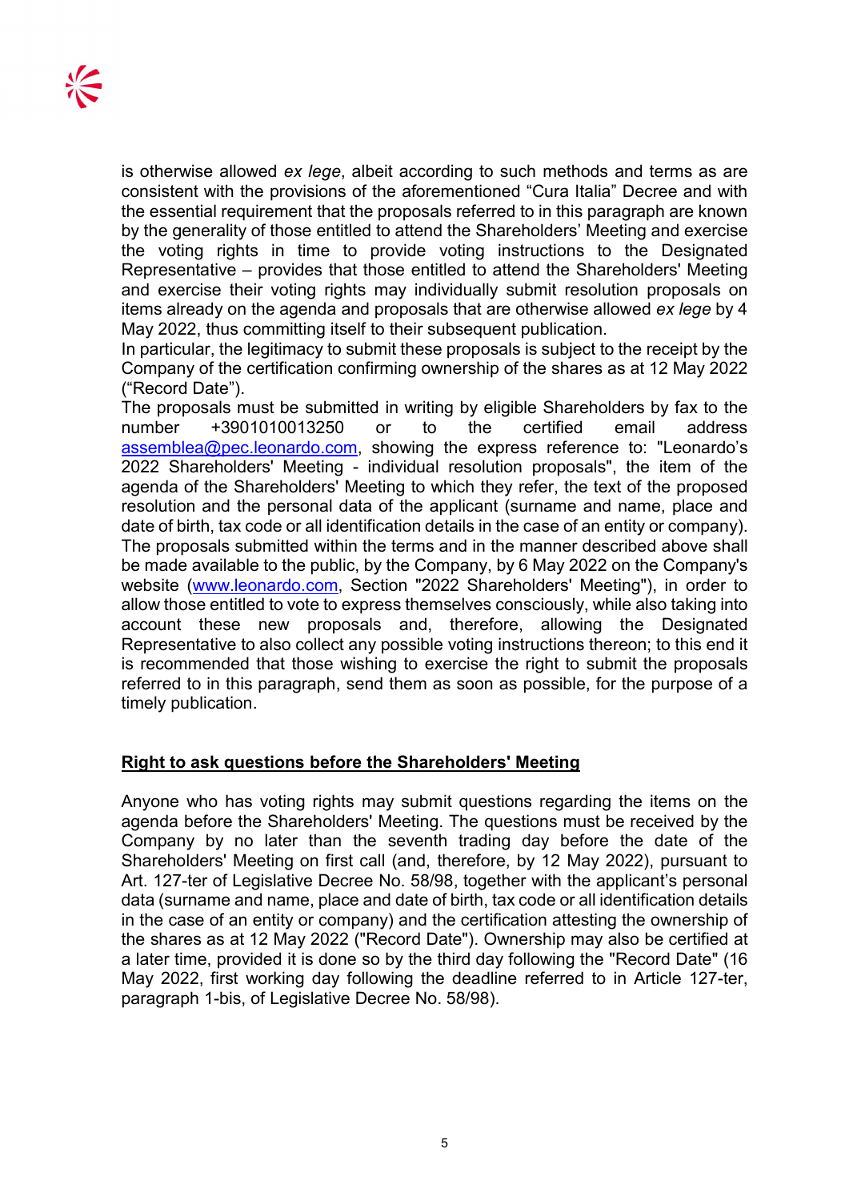is otherwise allowed *ex lege*, albeit according to such methods and terms as are consistent with the provisions of the aforementioned "Cura Italia" Decree and with the essential requirement that the proposals referred to in this paragraph are known by the generality of those entitled to attend the Shareholders' Meeting and exercise the voting rights in time to provide voting instructions to the Designated Representative – provides that those entitled to attend the Shareholders' Meeting and exercise their voting rights may individually submit resolution proposals on items already on the agenda and proposals that are otherwise allowed *ex lege* by 4 May 2022, thus committing itself to their subsequent publication.

In particular, the legitimacy to submit these proposals is subject to the receipt by the Company of the certification confirming ownership of the shares as at 12 May 2022 ("Record Date").

The proposals must be submitted in writing by eligible Shareholders by fax to the number +3901010013250 or to the certified email address assemblea@pec.leonardo.com, showing the express reference to: "Leonardo's 2022 Shareholders' Meeting - individual resolution proposals", the item of the agenda of the Shareholders' Meeting to which they refer, the text of the proposed resolution and the personal data of the applicant (surname and name, place and date of birth, tax code or all identification details in the case of an entity or company).

The proposals submitted within the terms and in the manner described above shall be made available to the public, by the Company, by 6 May 2022 on the Company's website (www.leonardo.com, Section "2022 Shareholders' Meeting"), in order to allow those entitled to vote to express themselves consciously, while also taking into account these new proposals and, therefore, allowing the Designated Representative to also collect any possible voting instructions thereon; to this end it is recommended that those wishing to exercise the right to submit the proposals referred to in this paragraph, send them as soon as possible, for the purpose of a timely publication.

## Right to ask questions before the Shareholders' Meeting

Anyone who has voting rights may submit questions regarding the items on the agenda before the Shareholders' Meeting. The questions must be received by the Company by no later than the seventh trading day before the date of the Shareholders' Meeting on first call (and, therefore, by 12 May 2022), pursuant to Art. 127-ter of Legislative Decree No. 58/98, together with the applicant's personal data (surname and name, place and date of birth, tax code or all identification details in the case of an entity or company) and the certification attesting the ownership of the shares as at 12 May 2022 ("Record Date"). Ownership may also be certified at a later time, provided it is done so by the third day following the "Record Date" (16 May 2022, first working day following the deadline referred to in Article 127-ter, paragraph 1-bis, of Legislative Decree No. 58/98).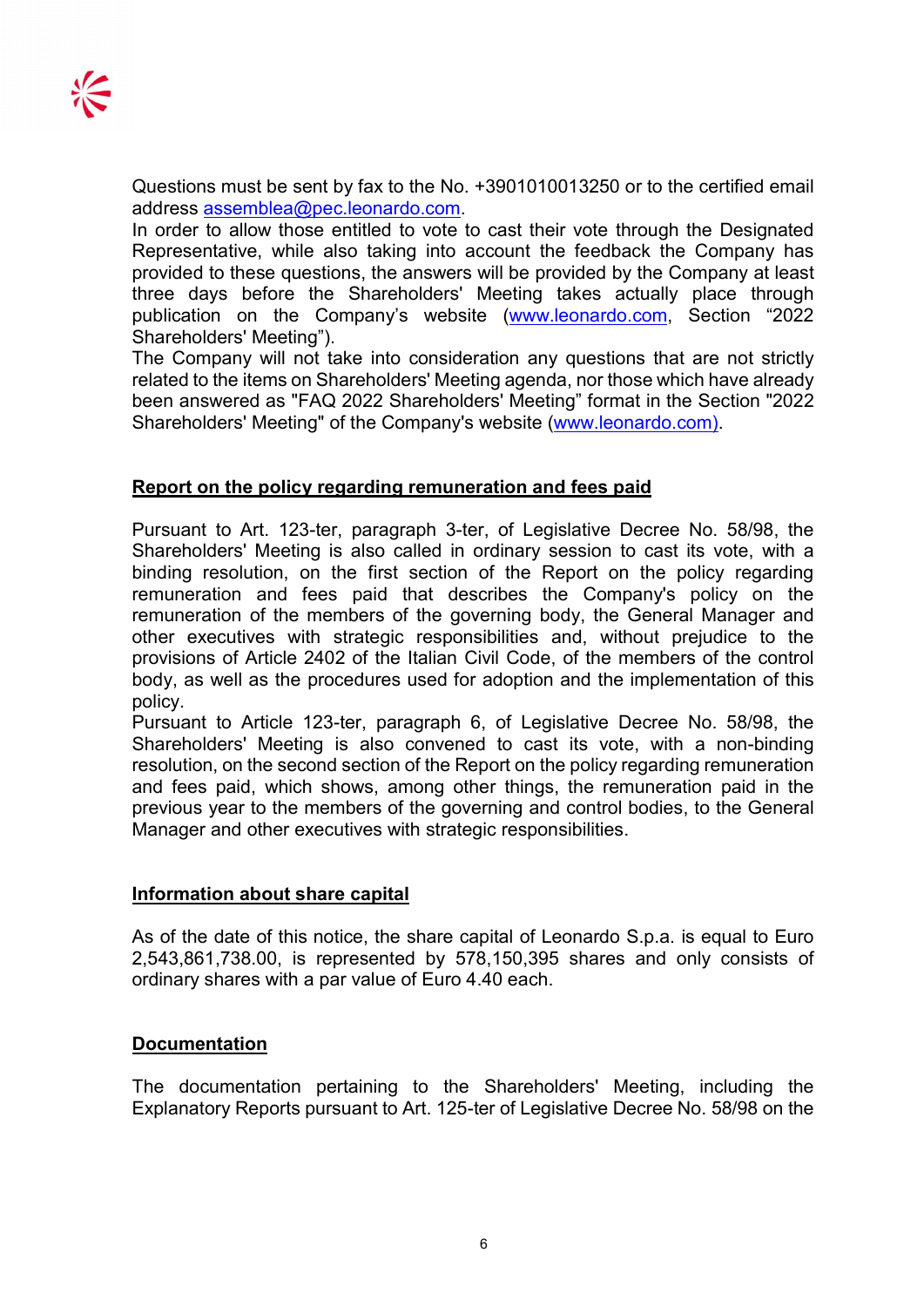Questions must be sent by fax to the No. +3901010013250 or to the certified email address assemblea@pec.leonardo.com.
In order to allow those entitled to vote to cast their vote through the Designated Representative, while also taking into account the feedback the Company has provided to these questions, the answers will be provided by the Company at least three days before the Shareholders' Meeting takes actually place through publication on the Company's website (www.leonardo.com, Section "2022 Shareholders' Meeting").
The Company will not take into consideration any questions that are not strictly related to the items on Shareholders' Meeting agenda, nor those which have already been answered as "FAQ 2022 Shareholders' Meeting" format in the Section "2022 Shareholders' Meeting" of the Company's website (www.leonardo.com).

## Report on the policy regarding remuneration and fees paid

Pursuant to Art. 123-ter, paragraph 3-ter, of Legislative Decree No. 58/98, the Shareholders' Meeting is also called in ordinary session to cast its vote, with a binding resolution, on the first section of the Report on the policy regarding remuneration and fees paid that describes the Company's policy on the remuneration of the members of the governing body, the General Manager and other executives with strategic responsibilities and, without prejudice to the provisions of Article 2402 of the Italian Civil Code, of the members of the control body, as well as the procedures used for adoption and the implementation of this policy.
Pursuant to Article 123-ter, paragraph 6, of Legislative Decree No. 58/98, the Shareholders' Meeting is also convened to cast its vote, with a non-binding resolution, on the second section of the Report on the policy regarding remuneration and fees paid, which shows, among other things, the remuneration paid in the previous year to the members of the governing and control bodies, to the General Manager and other executives with strategic responsibilities.

## Information about share capital

As of the date of this notice, the share capital of Leonardo S.p.a. is equal to Euro 2,543,861,738.00, is represented by 578,150,395 shares and only consists of ordinary shares with a par value of Euro 4.40 each.

## Documentation

The documentation pertaining to the Shareholders' Meeting, including the Explanatory Reports pursuant to Art. 125-ter of Legislative Decree No. 58/98 on the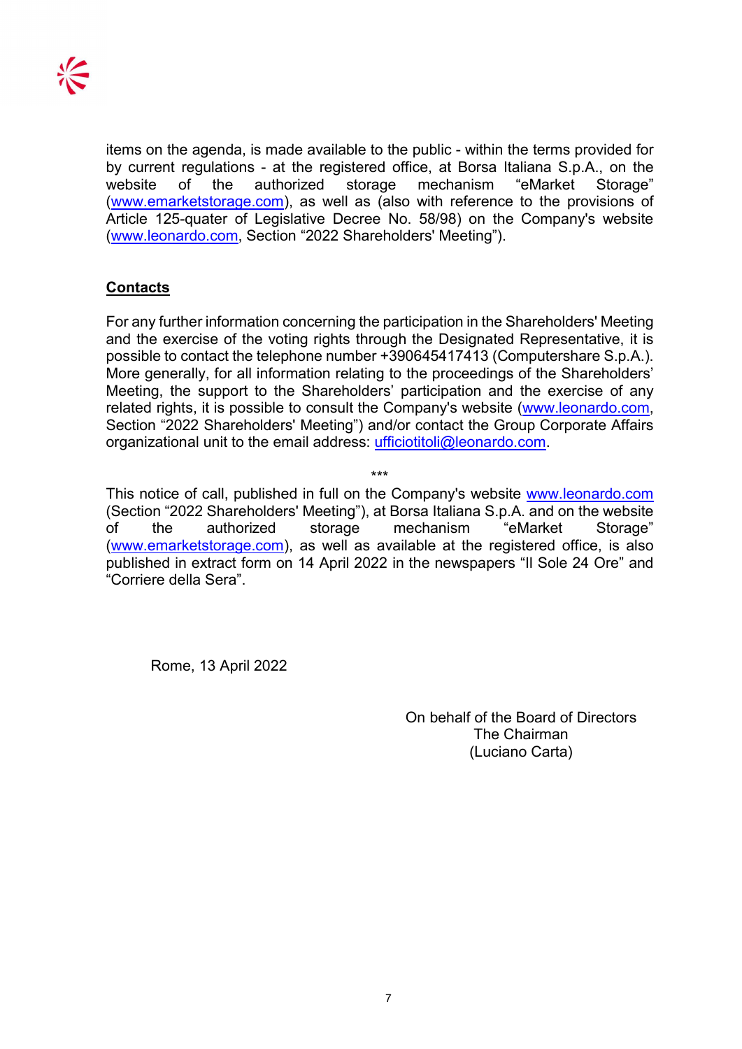items on the agenda, is made available to the public - within the terms provided for by current regulations - at the registered office, at Borsa Italiana S.p.A., on the website of the authorized storage mechanism "eMarket Storage" (www.emarketstorage.com), as well as (also with reference to the provisions of Article 125-quater of Legislative Decree No. 58/98) on the Company's website (www.leonardo.com, Section "2022 Shareholders' Meeting").

## Contacts

For any further information concerning the participation in the Shareholders' Meeting and the exercise of the voting rights through the Designated Representative, it is possible to contact the telephone number +390645417413 (Computershare S.p.A.). More generally, for all information relating to the proceedings of the Shareholders' Meeting, the support to the Shareholders' participation and the exercise of any related rights, it is possible to consult the Company's website (www.leonardo.com, Section "2022 Shareholders' Meeting") and/or contact the Group Corporate Affairs organizational unit to the email address: ufficiotitoli@leonardo.com.

***

This notice of call, published in full on the Company's website www.leonardo.com (Section "2022 Shareholders' Meeting"), at Borsa Italiana S.p.A. and on the website of the authorized storage mechanism "eMarket Storage" (www.emarketstorage.com), as well as available at the registered office, is also published in extract form on 14 April 2022 in the newspapers "Il Sole 24 Ore" and "Corriere della Sera".

Rome, 13 April 2022

On behalf of the Board of Directors
The Chairman
(Luciano Carta)